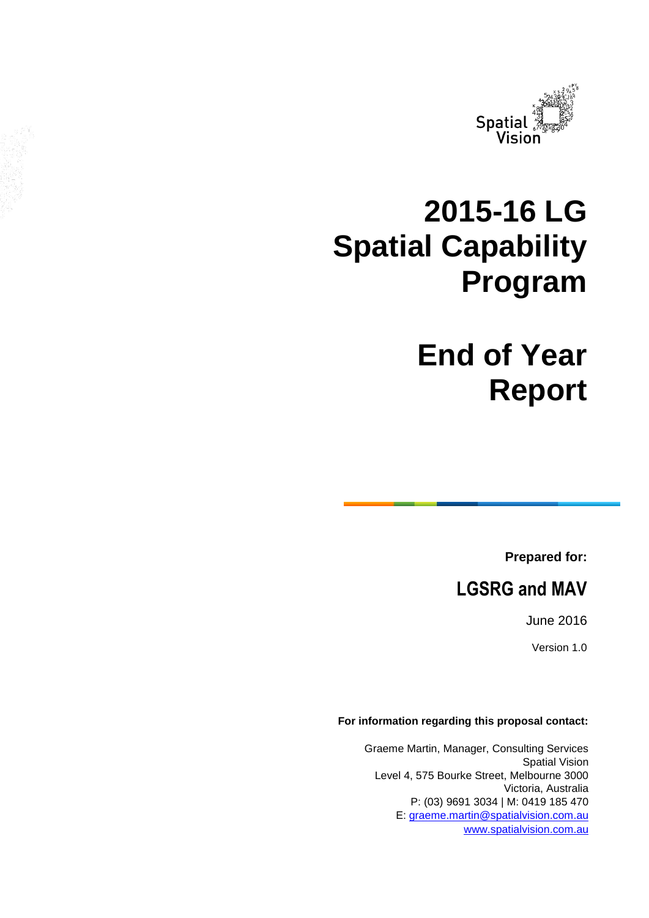# 2015-16 LG Spatial Capability Program

# End of Year Report

**Prepared for:**

## LGSRG and MAV

June 2016

Version 1.0

**For information regarding this proposal contact:**

Graeme Martin, Manager, Consulting Services
Spatial Vision
Level 4, 575 Bourke Street, Melbourne 3000
Victoria, Australia
P: (03) 9691 3034 | M: 0419 185 470
E: graeme.martin@spatialvision.com.au
www.spatialvision.com.au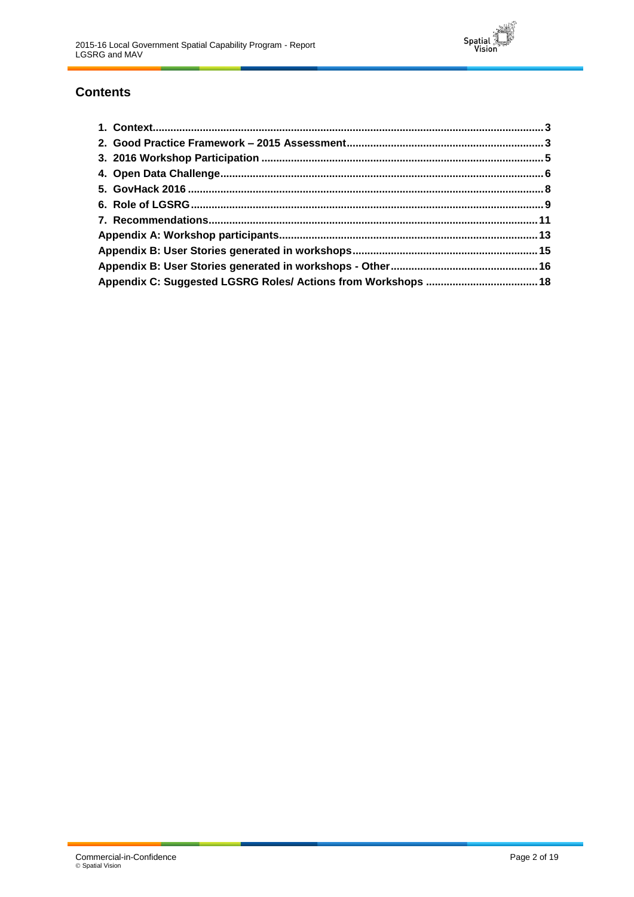## Contents

1. Context ... 3
2. Good Practice Framework – 2015 Assessment ... 3
3. 2016 Workshop Participation ... 5
4. Open Data Challenge ... 6
5. GovHack 2016 ... 8
6. Role of LGSRG ... 9
7. Recommendations ... 11

Appendix A: Workshop participants ... 13

Appendix B: User Stories generated in workshops ... 15

Appendix B: User Stories generated in workshops - Other ... 16

Appendix C: Suggested LGSRG Roles/ Actions from Workshops ... 18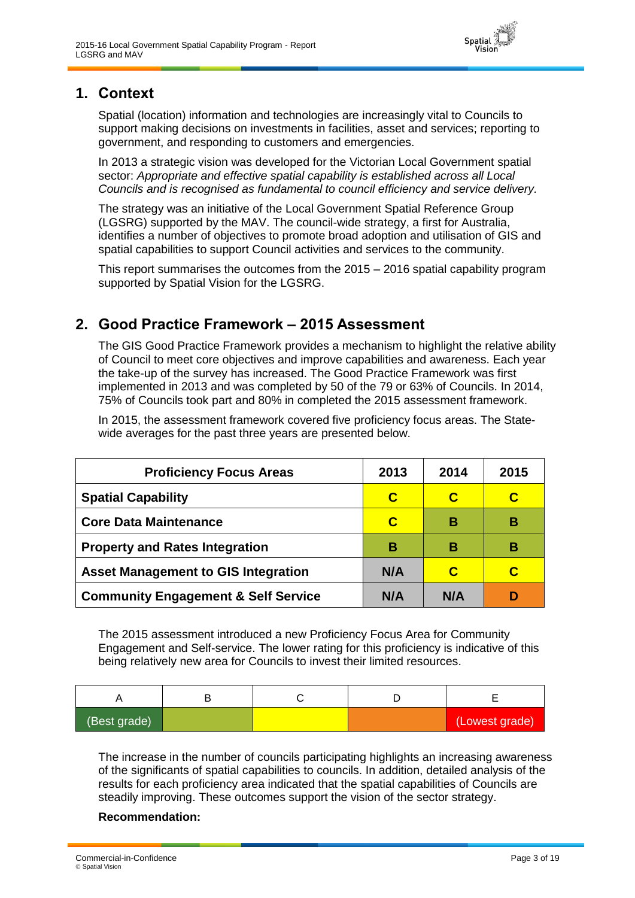## 1. Context

Spatial (location) information and technologies are increasingly vital to Councils to support making decisions on investments in facilities, asset and services; reporting to government, and responding to customers and emergencies.

In 2013 a strategic vision was developed for the Victorian Local Government spatial sector: *Appropriate and effective spatial capability is established across all Local Councils and is recognised as fundamental to council efficiency and service delivery.*

The strategy was an initiative of the Local Government Spatial Reference Group (LGSRG) supported by the MAV. The council-wide strategy, a first for Australia, identifies a number of objectives to promote broad adoption and utilisation of GIS and spatial capabilities to support Council activities and services to the community.

This report summarises the outcomes from the 2015 – 2016 spatial capability program supported by Spatial Vision for the LGSRG.

## 2. Good Practice Framework – 2015 Assessment

The GIS Good Practice Framework provides a mechanism to highlight the relative ability of Council to meet core objectives and improve capabilities and awareness. Each year the take-up of the survey has increased. The Good Practice Framework was first implemented in 2013 and was completed by 50 of the 79 or 63% of Councils. In 2014, 75% of Councils took part and 80% in completed the 2015 assessment framework.

In 2015, the assessment framework covered five proficiency focus areas. The State-wide averages for the past three years are presented below.

| Proficiency Focus Areas | 2013 | 2014 | 2015 |
|---|---|---|---|
| **Spatial Capability** | **C** | **C** | **C** |
| **Core Data Maintenance** | **C** | **B** | **B** |
| **Property and Rates Integration** | **B** | **B** | **B** |
| **Asset Management to GIS Integration** | **N/A** | **C** | **C** |
| **Community Engagement & Self Service** | **N/A** | **N/A** | **D** |

The 2015 assessment introduced a new Proficiency Focus Area for Community Engagement and Self-service. The lower rating for this proficiency is indicative of this being relatively new area for Councils to invest their limited resources.

| A | B | C | D | E |
|---|---|---|---|---|
| (Best grade) | | | | (Lowest grade) |

The increase in the number of councils participating highlights an increasing awareness of the significants of spatial capabilities to councils. In addition, detailed analysis of the results for each proficiency area indicated that the spatial capabilities of Councils are steadily improving. These outcomes support the vision of the sector strategy.

**Recommendation:**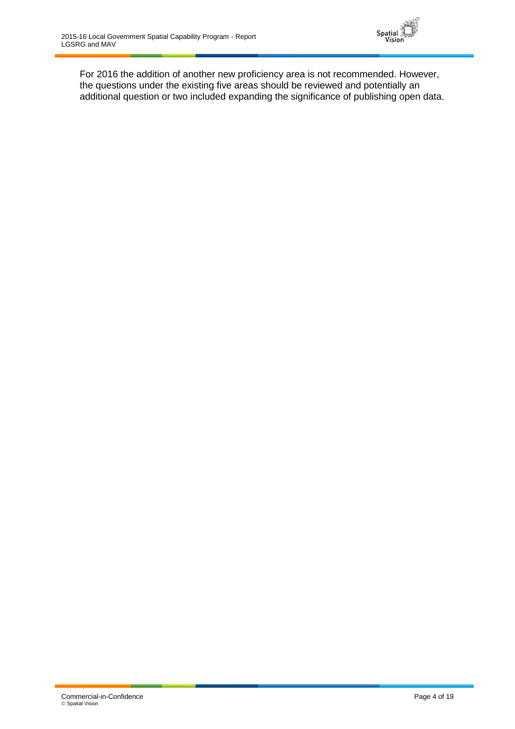For 2016 the addition of another new proficiency area is not recommended. However, the questions under the existing five areas should be reviewed and potentially an additional question or two included expanding the significance of publishing open data.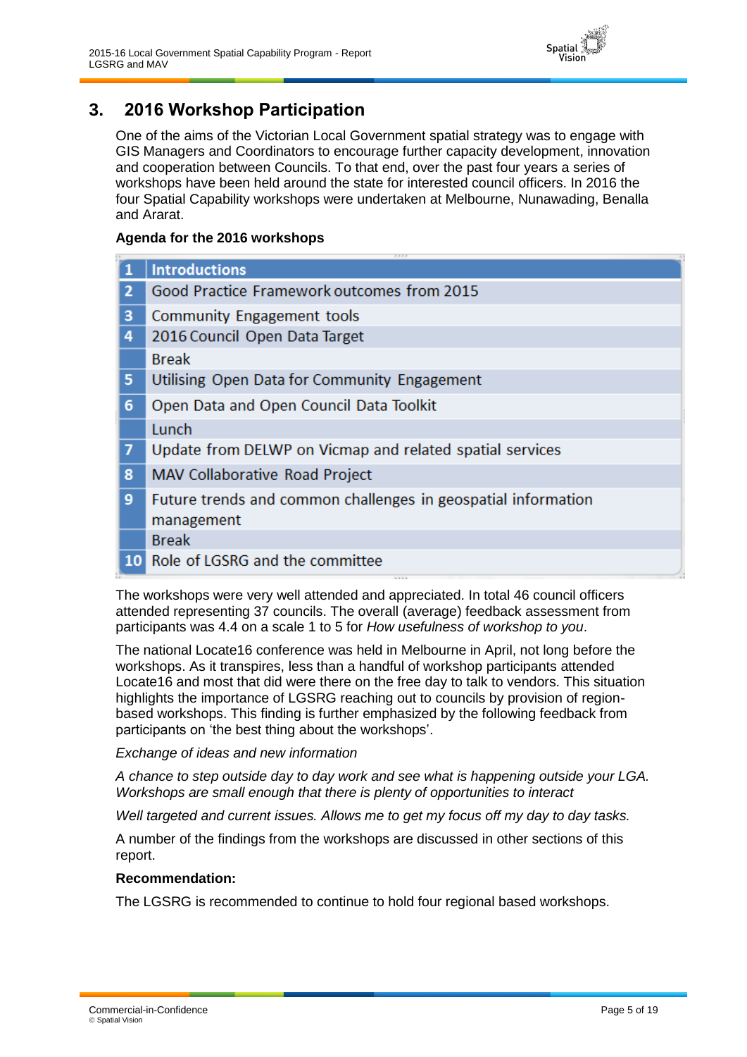## 3. 2016 Workshop Participation

One of the aims of the Victorian Local Government spatial strategy was to engage with GIS Managers and Coordinators to encourage further capacity development, innovation and cooperation between Councils. To that end, over the past four years a series of workshops have been held around the state for interested council officers. In 2016 the four Spatial Capability workshops were undertaken at Melbourne, Nunawading, Benalla and Ararat.

**Agenda for the 2016 workshops**

| | |
|---|---|
| 1 | Introductions |
| 2 | Good Practice Framework outcomes from 2015 |
| 3 | Community Engagement tools |
| 4 | 2016 Council Open Data Target |
| | Break |
| 5 | Utilising Open Data for Community Engagement |
| 6 | Open Data and Open Council Data Toolkit |
| | Lunch |
| 7 | Update from DELWP on Vicmap and related spatial services |
| 8 | MAV Collaborative Road Project |
| 9 | Future trends and common challenges in geospatial information management |
| | Break |
| 10 | Role of LGSRG and the committee |

The workshops were very well attended and appreciated. In total 46 council officers attended representing 37 councils. The overall (average) feedback assessment from participants was 4.4 on a scale 1 to 5 for *How usefulness of workshop to you*.

The national Locate16 conference was held in Melbourne in April, not long before the workshops. As it transpires, less than a handful of workshop participants attended Locate16 and most that did were there on the free day to talk to vendors. This situation highlights the importance of LGSRG reaching out to councils by provision of region-based workshops. This finding is further emphasized by the following feedback from participants on 'the best thing about the workshops'.

*Exchange of ideas and new information*

*A chance to step outside day to day work and see what is happening outside your LGA. Workshops are small enough that there is plenty of opportunities to interact*

*Well targeted and current issues. Allows me to get my focus off my day to day tasks.*

A number of the findings from the workshops are discussed in other sections of this report.

**Recommendation:**

The LGSRG is recommended to continue to hold four regional based workshops.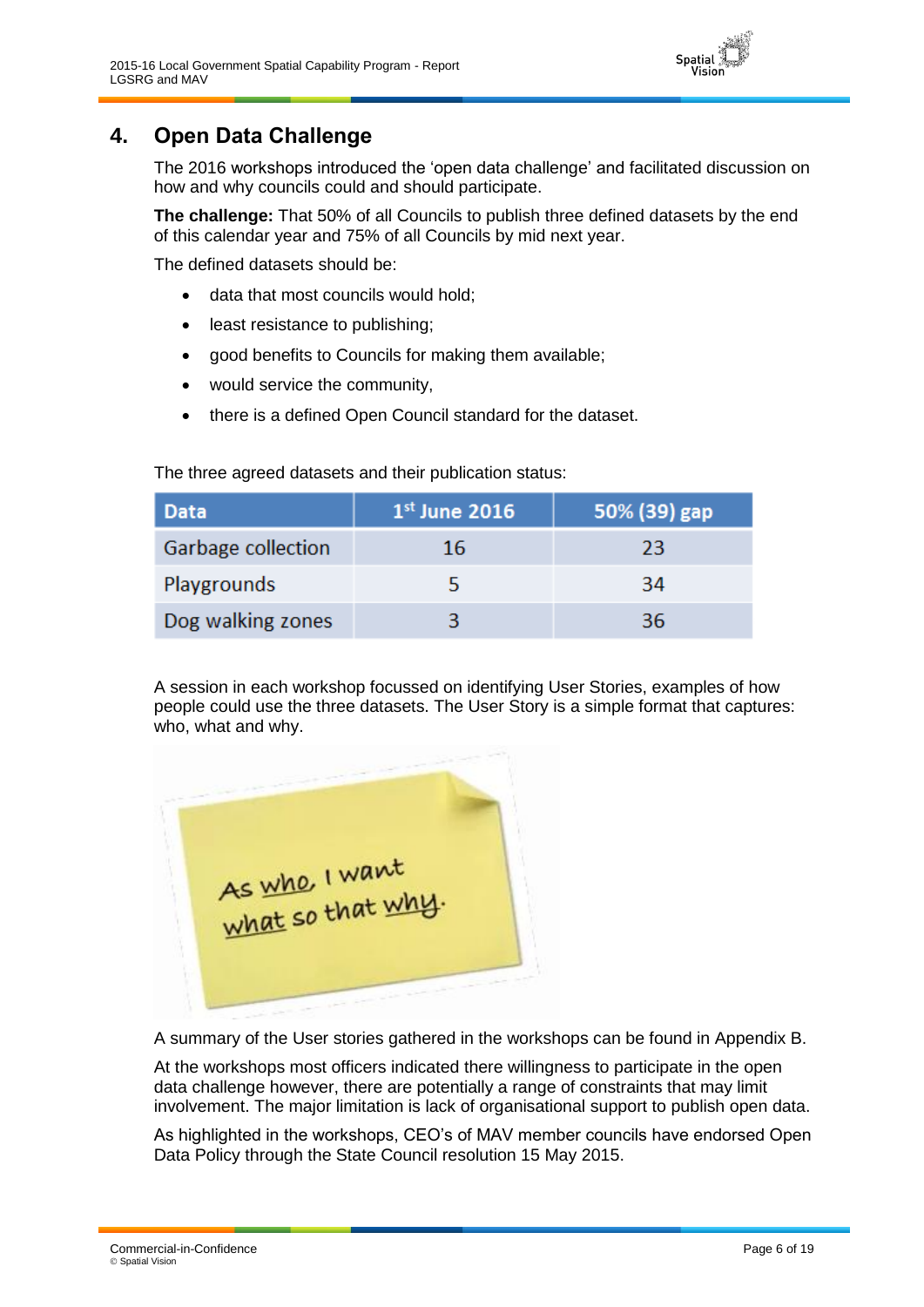## 4. Open Data Challenge

The 2016 workshops introduced the 'open data challenge' and facilitated discussion on how and why councils could and should participate.

**The challenge:** That 50% of all Councils to publish three defined datasets by the end of this calendar year and 75% of all Councils by mid next year.

The defined datasets should be:

- data that most councils would hold;
- least resistance to publishing;
- good benefits to Councils for making them available;
- would service the community,
- there is a defined Open Council standard for the dataset.

The three agreed datasets and their publication status:

| Data | 1st June 2016 | 50% (39) gap |
| --- | --- | --- |
| Garbage collection | 16 | 23 |
| Playgrounds | 5 | 34 |
| Dog walking zones | 3 | 36 |

A session in each workshop focussed on identifying User Stories, examples of how people could use the three datasets. The User Story is a simple format that captures: who, what and why.

As who, I want what so that why.

A summary of the User stories gathered in the workshops can be found in Appendix B.

At the workshops most officers indicated there willingness to participate in the open data challenge however, there are potentially a range of constraints that may limit involvement. The major limitation is lack of organisational support to publish open data.

As highlighted in the workshops, CEO's of MAV member councils have endorsed Open Data Policy through the State Council resolution 15 May 2015.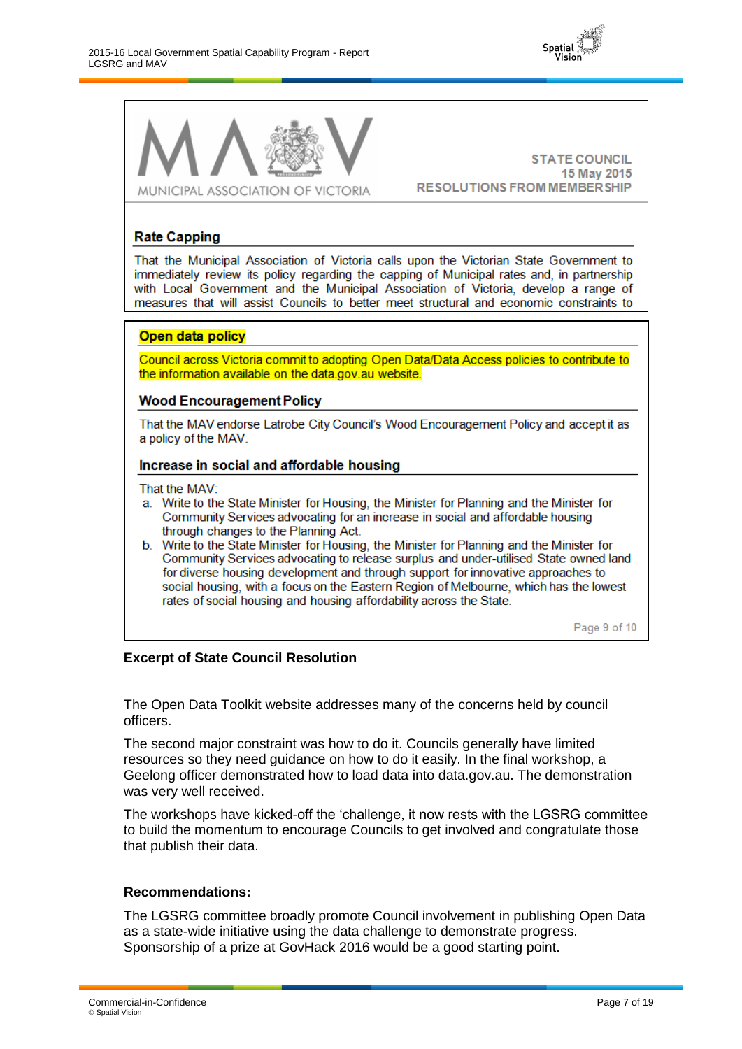MUNICIPAL ASSOCIATION OF VICTORIA

**STATE COUNCIL**
**15 May 2015**
**RESOLUTIONS FROM MEMBERSHIP**

### Rate Capping

That the Municipal Association of Victoria calls upon the Victorian State Government to immediately review its policy regarding the capping of Municipal rates and, in partnership with Local Government and the Municipal Association of Victoria, develop a range of measures that will assist Councils to better meet structural and economic constraints to

### Open data policy

Council across Victoria commit to adopting Open Data/Data Access policies to contribute to the information available on the data.gov.au website.

### Wood Encouragement Policy

That the MAV endorse Latrobe City Council's Wood Encouragement Policy and accept it as a policy of the MAV.

### Increase in social and affordable housing

That the MAV:

a. Write to the State Minister for Housing, the Minister for Planning and the Minister for Community Services advocating for an increase in social and affordable housing through changes to the Planning Act.
b. Write to the State Minister for Housing, the Minister for Planning and the Minister for Community Services advocating to release surplus and under-utilised State owned land for diverse housing development and through support for innovative approaches to social housing, with a focus on the Eastern Region of Melbourne, which has the lowest rates of social housing and housing affordability across the State.

Page 9 of 10

**Excerpt of State Council Resolution**

The Open Data Toolkit website addresses many of the concerns held by council officers.

The second major constraint was how to do it. Councils generally have limited resources so they need guidance on how to do it easily. In the final workshop, a Geelong officer demonstrated how to load data into data.gov.au. The demonstration was very well received.

The workshops have kicked-off the 'challenge, it now rests with the LGSRG committee to build the momentum to encourage Councils to get involved and congratulate those that publish their data.

**Recommendations:**

The LGSRG committee broadly promote Council involvement in publishing Open Data as a state-wide initiative using the data challenge to demonstrate progress. Sponsorship of a prize at GovHack 2016 would be a good starting point.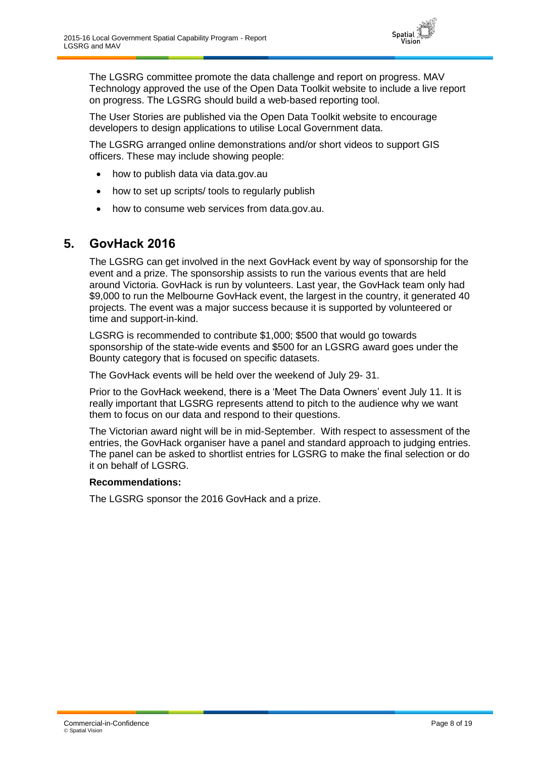The LGSRG committee promote the data challenge and report on progress. MAV Technology approved the use of the Open Data Toolkit website to include a live report on progress. The LGSRG should build a web-based reporting tool.

The User Stories are published via the Open Data Toolkit website to encourage developers to design applications to utilise Local Government data.

The LGSRG arranged online demonstrations and/or short videos to support GIS officers. These may include showing people:

- how to publish data via data.gov.au
- how to set up scripts/ tools to regularly publish
- how to consume web services from data.gov.au.

# 5. GovHack 2016

The LGSRG can get involved in the next GovHack event by way of sponsorship for the event and a prize. The sponsorship assists to run the various events that are held around Victoria. GovHack is run by volunteers. Last year, the GovHack team only had $9,000 to run the Melbourne GovHack event, the largest in the country, it generated 40 projects. The event was a major success because it is supported by volunteered or time and support-in-kind.

LGSRG is recommended to contribute $1,000; $500 that would go towards sponsorship of the state-wide events and $500 for an LGSRG award goes under the Bounty category that is focused on specific datasets.

The GovHack events will be held over the weekend of July 29- 31.

Prior to the GovHack weekend, there is a 'Meet The Data Owners' event July 11. It is really important that LGSRG represents attend to pitch to the audience why we want them to focus on our data and respond to their questions.

The Victorian award night will be in mid-September. With respect to assessment of the entries, the GovHack organiser have a panel and standard approach to judging entries. The panel can be asked to shortlist entries for LGSRG to make the final selection or do it on behalf of LGSRG.

**Recommendations:**

The LGSRG sponsor the 2016 GovHack and a prize.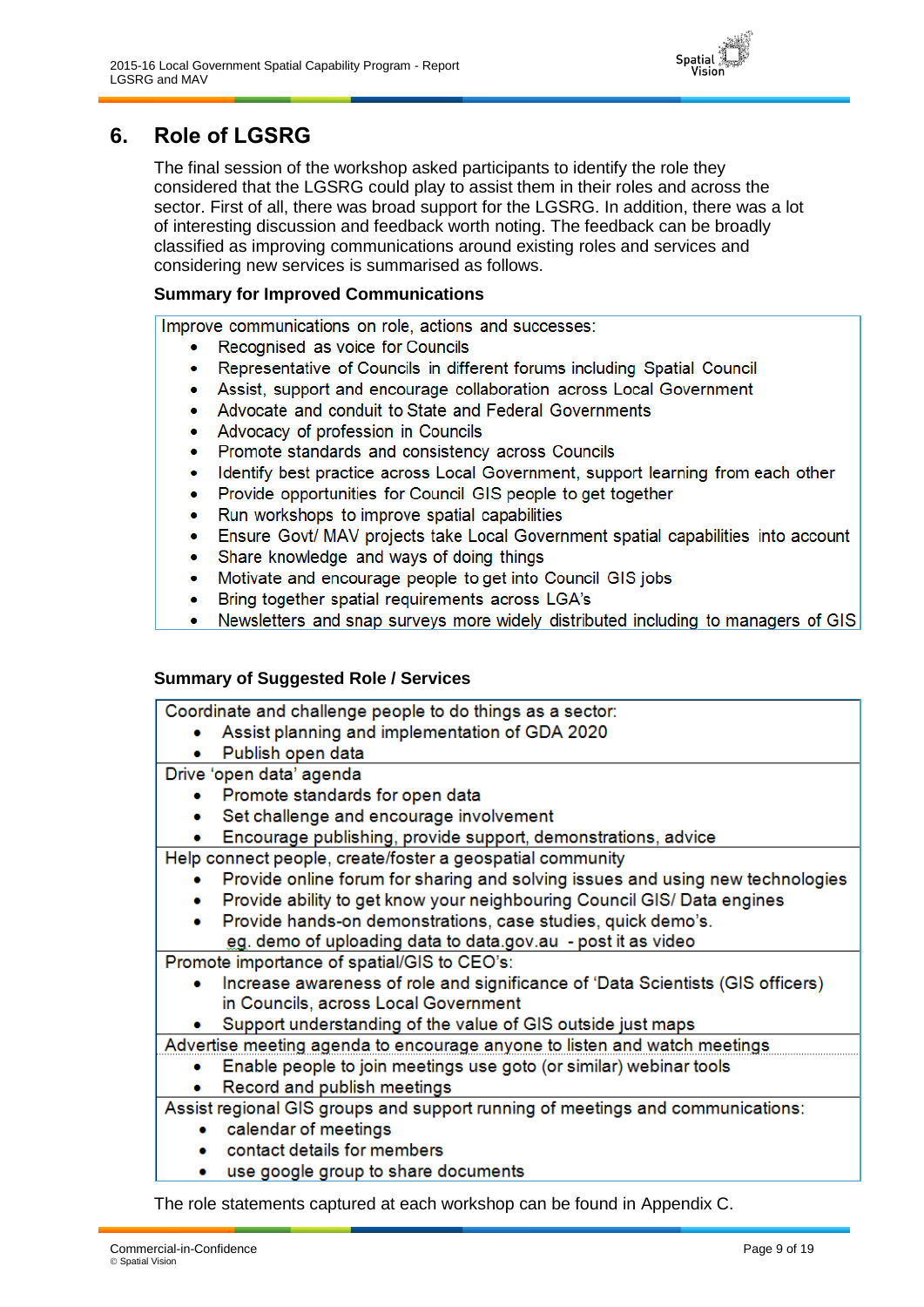# 6. Role of LGSRG

The final session of the workshop asked participants to identify the role they considered that the LGSRG could play to assist them in their roles and across the sector. First of all, there was broad support for the LGSRG. In addition, there was a lot of interesting discussion and feedback worth noting. The feedback can be broadly classified as improving communications around existing roles and services and considering new services is summarised as follows.

**Summary for Improved Communications**

Improve communications on role, actions and successes:

- Recognised as voice for Councils
- Representative of Councils in different forums including Spatial Council
- Assist, support and encourage collaboration across Local Government
- Advocate and conduit to State and Federal Governments
- Advocacy of profession in Councils
- Promote standards and consistency across Councils
- Identify best practice across Local Government, support learning from each other
- Provide opportunities for Council GIS people to get together
- Run workshops to improve spatial capabilities
- Ensure Govt/ MAV projects take Local Government spatial capabilities into account
- Share knowledge and ways of doing things
- Motivate and encourage people to get into Council GIS jobs
- Bring together spatial requirements across LGA's
- Newsletters and snap surveys more widely distributed including to managers of GIS

**Summary of Suggested Role / Services**

Coordinate and challenge people to do things as a sector:

- Assist planning and implementation of GDA 2020
- Publish open data

Drive 'open data' agenda

- Promote standards for open data
- Set challenge and encourage involvement
- Encourage publishing, provide support, demonstrations, advice

Help connect people, create/foster a geospatial community

- Provide online forum for sharing and solving issues and using new technologies
- Provide ability to get know your neighbouring Council GIS/ Data engines
- Provide hands-on demonstrations, case studies, quick demo's.
  eg. demo of uploading data to data.gov.au - post it as video

Promote importance of spatial/GIS to CEO's:

- Increase awareness of role and significance of 'Data Scientists (GIS officers) in Councils, across Local Government
- Support understanding of the value of GIS outside just maps

Advertise meeting agenda to encourage anyone to listen and watch meetings

- Enable people to join meetings use goto (or similar) webinar tools
- Record and publish meetings

Assist regional GIS groups and support running of meetings and communications:

- calendar of meetings
- contact details for members
- use google group to share documents

The role statements captured at each workshop can be found in Appendix C.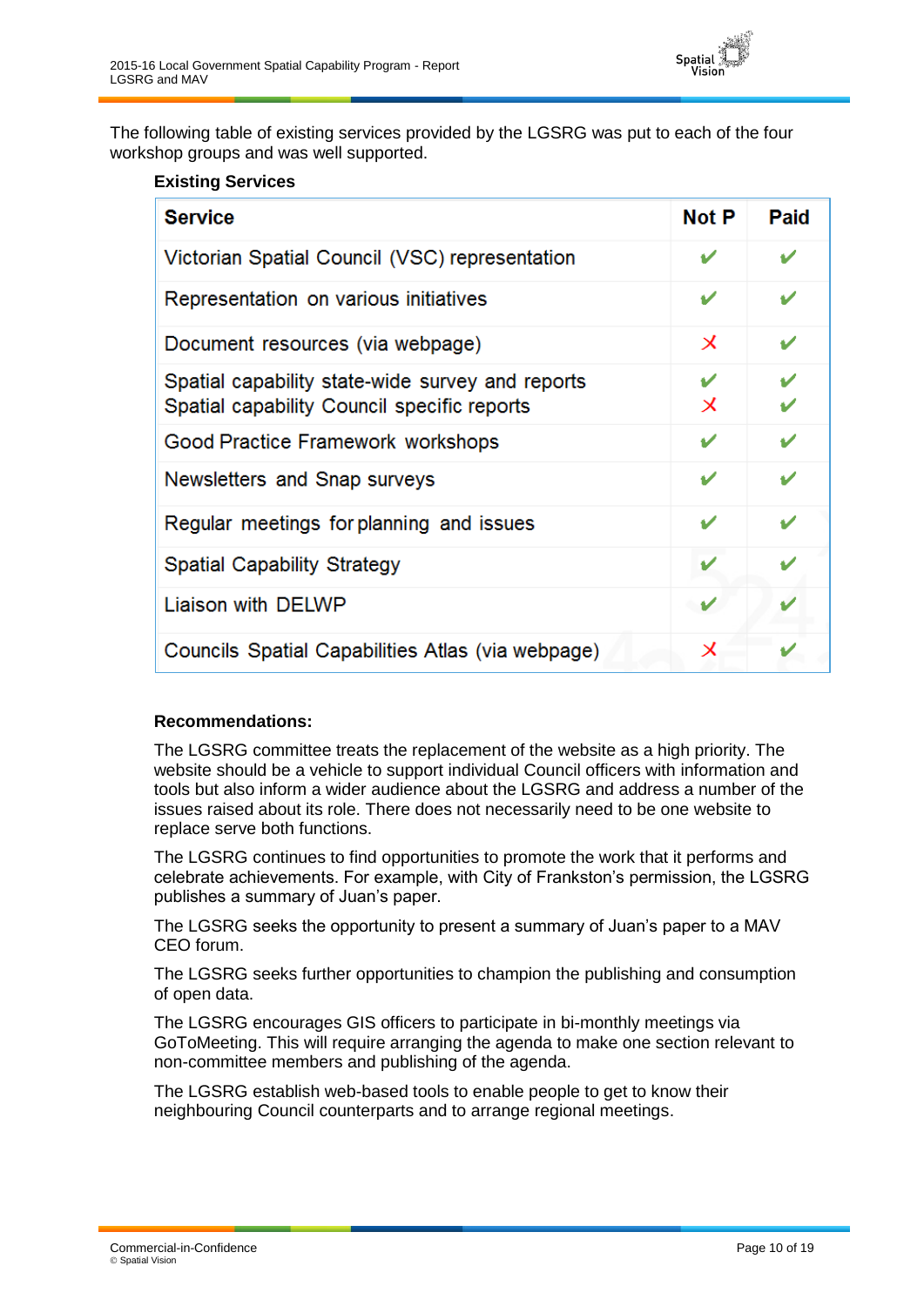The following table of existing services provided by the LGSRG was put to each of the four workshop groups and was well supported.

**Existing Services**

| Service | Not P | Paid |
|---|---|---|
| Victorian Spatial Council (VSC) representation | ✔ | ✔ |
| Representation on various initiatives | ✔ | ✔ |
| Document resources (via webpage) | ✘ | ✔ |
| Spatial capability state-wide survey and reports<br>Spatial capability Council specific reports | ✔<br>✘ | ✔<br>✔ |
| Good Practice Framework workshops | ✔ | ✔ |
| Newsletters and Snap surveys | ✔ | ✔ |
| Regular meetings for planning and issues | ✔ | ✔ |
| Spatial Capability Strategy | ✔ | ✔ |
| Liaison with DELWP | ✔ | ✔ |
| Councils Spatial Capabilities Atlas (via webpage) | ✘ | ✔ |

**Recommendations:**

The LGSRG committee treats the replacement of the website as a high priority. The website should be a vehicle to support individual Council officers with information and tools but also inform a wider audience about the LGSRG and address a number of the issues raised about its role. There does not necessarily need to be one website to replace serve both functions.

The LGSRG continues to find opportunities to promote the work that it performs and celebrate achievements. For example, with City of Frankston's permission, the LGSRG publishes a summary of Juan's paper.

The LGSRG seeks the opportunity to present a summary of Juan's paper to a MAV CEO forum.

The LGSRG seeks further opportunities to champion the publishing and consumption of open data.

The LGSRG encourages GIS officers to participate in bi-monthly meetings via GoToMeeting. This will require arranging the agenda to make one section relevant to non-committee members and publishing of the agenda.

The LGSRG establish web-based tools to enable people to get to know their neighbouring Council counterparts and to arrange regional meetings.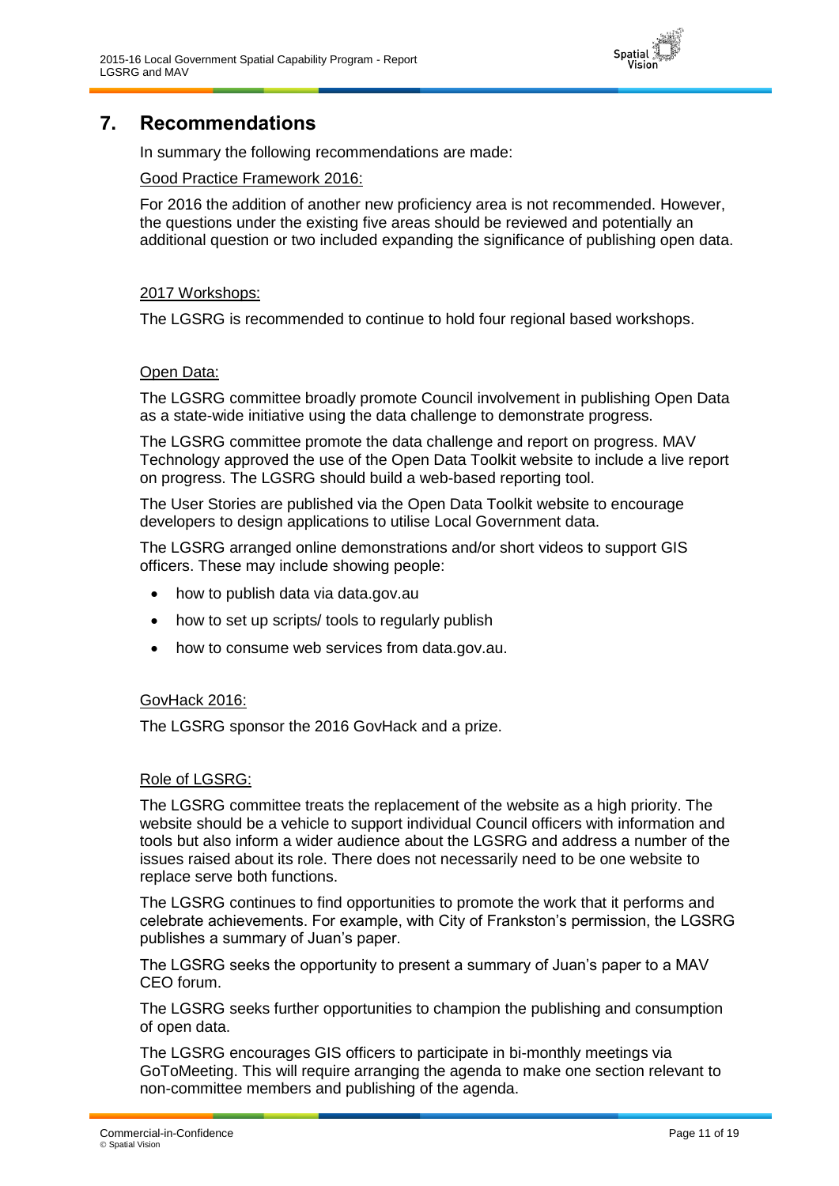# 7. Recommendations

In summary the following recommendations are made:

Good Practice Framework 2016:

For 2016 the addition of another new proficiency area is not recommended. However, the questions under the existing five areas should be reviewed and potentially an additional question or two included expanding the significance of publishing open data.

2017 Workshops:

The LGSRG is recommended to continue to hold four regional based workshops.

Open Data:

The LGSRG committee broadly promote Council involvement in publishing Open Data as a state-wide initiative using the data challenge to demonstrate progress.

The LGSRG committee promote the data challenge and report on progress. MAV Technology approved the use of the Open Data Toolkit website to include a live report on progress. The LGSRG should build a web-based reporting tool.

The User Stories are published via the Open Data Toolkit website to encourage developers to design applications to utilise Local Government data.

The LGSRG arranged online demonstrations and/or short videos to support GIS officers. These may include showing people:

- how to publish data via data.gov.au
- how to set up scripts/ tools to regularly publish
- how to consume web services from data.gov.au.

GovHack 2016:

The LGSRG sponsor the 2016 GovHack and a prize.

Role of LGSRG:

The LGSRG committee treats the replacement of the website as a high priority. The website should be a vehicle to support individual Council officers with information and tools but also inform a wider audience about the LGSRG and address a number of the issues raised about its role. There does not necessarily need to be one website to replace serve both functions.

The LGSRG continues to find opportunities to promote the work that it performs and celebrate achievements. For example, with City of Frankston's permission, the LGSRG publishes a summary of Juan's paper.

The LGSRG seeks the opportunity to present a summary of Juan's paper to a MAV CEO forum.

The LGSRG seeks further opportunities to champion the publishing and consumption of open data.

The LGSRG encourages GIS officers to participate in bi-monthly meetings via GoToMeeting. This will require arranging the agenda to make one section relevant to non-committee members and publishing of the agenda.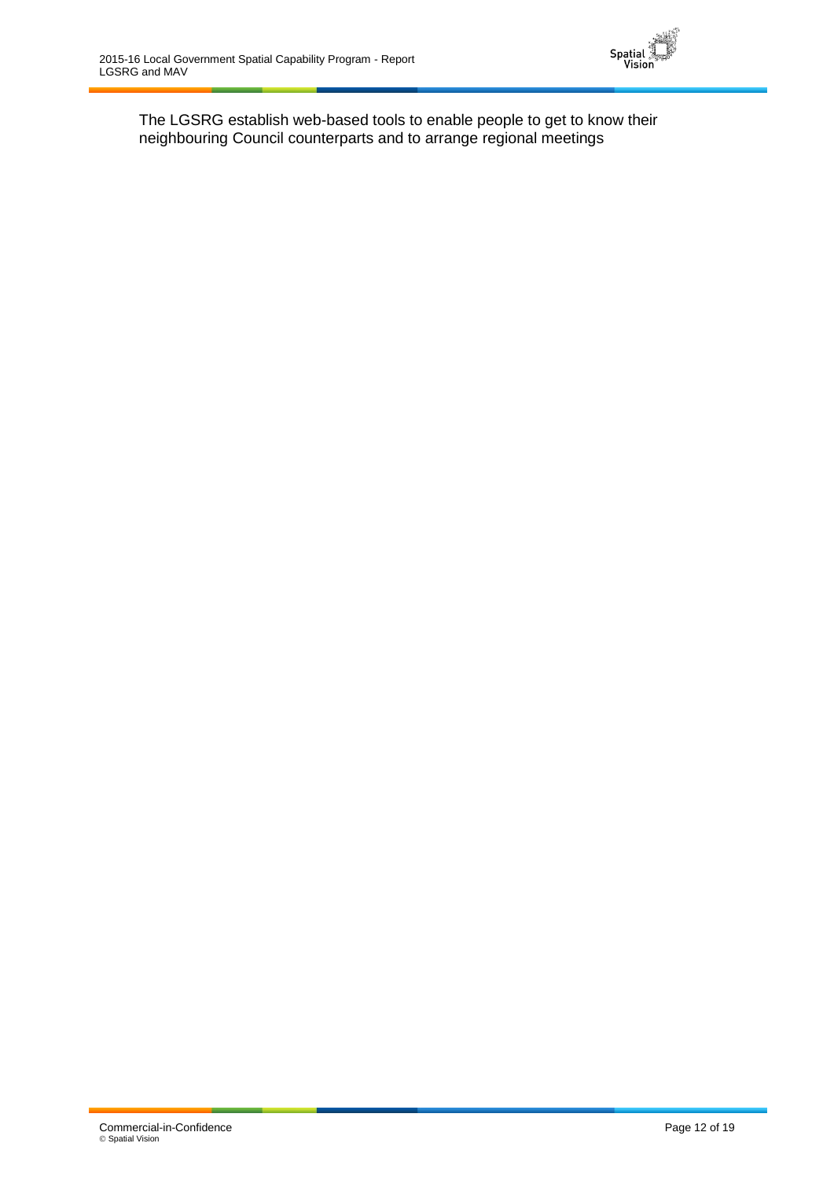The LGSRG establish web-based tools to enable people to get to know their neighbouring Council counterparts and to arrange regional meetings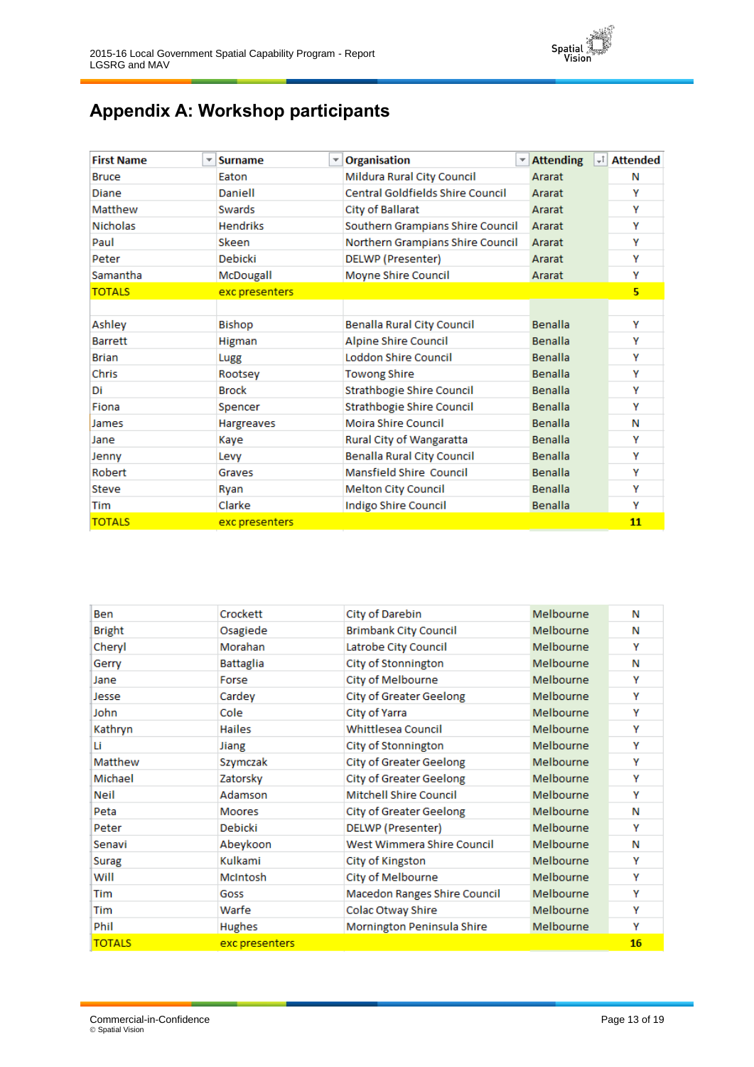# Appendix A: Workshop participants

| First Name | Surname | Organisation | Attending | Attended |
|---|---|---|---|---|
| Bruce | Eaton | Mildura Rural City Council | Ararat | N |
| Diane | Daniell | Central Goldfields Shire Council | Ararat | Y |
| Matthew | Swards | City of Ballarat | Ararat | Y |
| Nicholas | Hendriks | Southern Grampians Shire Council | Ararat | Y |
| Paul | Skeen | Northern Grampians Shire Council | Ararat | Y |
| Peter | Debicki | DELWP (Presenter) | Ararat | Y |
| Samantha | McDougall | Moyne Shire Council | Ararat | Y |
| TOTALS | exc presenters | | | 5 |
| | | | | |
| Ashley | Bishop | Benalla Rural City Council | Benalla | Y |
| Barrett | Higman | Alpine Shire Council | Benalla | Y |
| Brian | Lugg | Loddon Shire Council | Benalla | Y |
| Chris | Rootsey | Towong Shire | Benalla | Y |
| Di | Brock | Strathbogie Shire Council | Benalla | Y |
| Fiona | Spencer | Strathbogie Shire Council | Benalla | Y |
| James | Hargreaves | Moira Shire Council | Benalla | N |
| Jane | Kaye | Rural City of Wangaratta | Benalla | Y |
| Jenny | Levy | Benalla Rural City Council | Benalla | Y |
| Robert | Graves | Mansfield Shire Council | Benalla | Y |
| Steve | Ryan | Melton City Council | Benalla | Y |
| Tim | Clarke | Indigo Shire Council | Benalla | Y |
| TOTALS | exc presenters | | | 11 |
| | | | | |
| Ben | Crockett | City of Darebin | Melbourne | N |
| Bright | Osagiede | Brimbank City Council | Melbourne | N |
| Cheryl | Morahan | Latrobe City Council | Melbourne | Y |
| Gerry | Battaglia | City of Stonnington | Melbourne | N |
| Jane | Forse | City of Melbourne | Melbourne | Y |
| Jesse | Cardey | City of Greater Geelong | Melbourne | Y |
| John | Cole | City of Yarra | Melbourne | Y |
| Kathryn | Hailes | Whittlesea Council | Melbourne | Y |
| Li | Jiang | City of Stonnington | Melbourne | Y |
| Matthew | Szymczak | City of Greater Geelong | Melbourne | Y |
| Michael | Zatorsky | City of Greater Geelong | Melbourne | Y |
| Neil | Adamson | Mitchell Shire Council | Melbourne | Y |
| Peta | Moores | City of Greater Geelong | Melbourne | N |
| Peter | Debicki | DELWP (Presenter) | Melbourne | Y |
| Senavi | Abeykoon | West Wimmera Shire Council | Melbourne | N |
| Surag | Kulkami | City of Kingston | Melbourne | Y |
| Will | McIntosh | City of Melbourne | Melbourne | Y |
| Tim | Goss | Macedon Ranges Shire Council | Melbourne | Y |
| Tim | Warfe | Colac Otway Shire | Melbourne | Y |
| Phil | Hughes | Mornington Peninsula Shire | Melbourne | Y |
| TOTALS | exc presenters | | | 16 |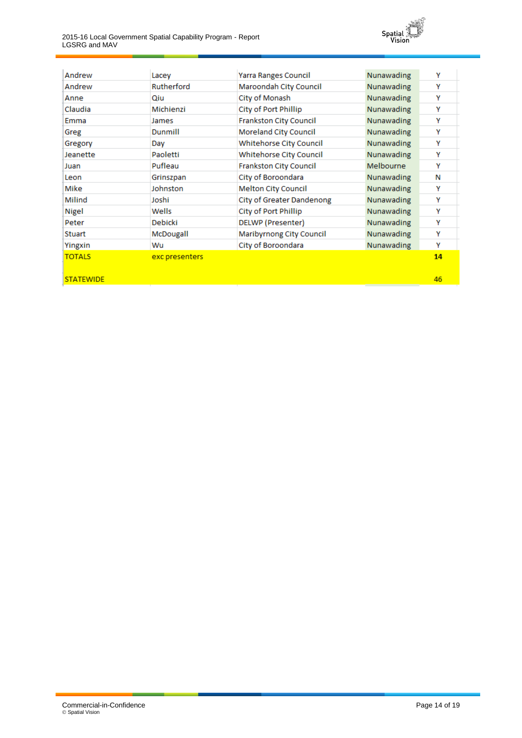| | | | | |
|---|---|---|---|---|
| Andrew | Lacey | Yarra Ranges Council | Nunawading | Y |
| Andrew | Rutherford | Maroondah City Council | Nunawading | Y |
| Anne | Qiu | City of Monash | Nunawading | Y |
| Claudia | Michienzi | City of Port Phillip | Nunawading | Y |
| Emma | James | Frankston City Council | Nunawading | Y |
| Greg | Dunmill | Moreland City Council | Nunawading | Y |
| Gregory | Day | Whitehorse City Council | Nunawading | Y |
| Jeanette | Paoletti | Whitehorse City Council | Nunawading | Y |
| Juan | Pufleau | Frankston City Council | Melbourne | Y |
| Leon | Grinszpan | City of Boroondara | Nunawading | N |
| Mike | Johnston | Melton City Council | Nunawading | Y |
| Milind | Joshi | City of Greater Dandenong | Nunawading | Y |
| Nigel | Wells | City of Port Phillip | Nunawading | Y |
| Peter | Debicki | DELWP (Presenter) | Nunawading | Y |
| Stuart | McDougall | Maribyrnong City Council | Nunawading | Y |
| Yingxin | Wu | City of Boroondara | Nunawading | Y |
| TOTALS | exc presenters | | | **14** |
| | | | | |
| STATEWIDE | | | | 46 |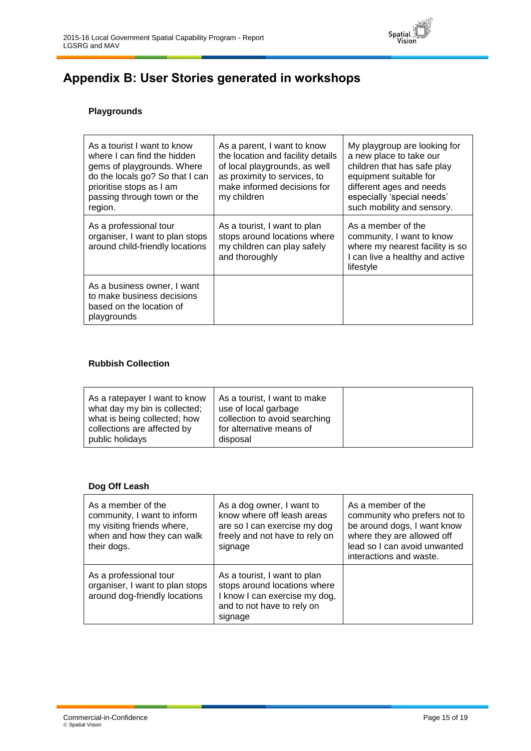# Appendix B: User Stories generated in workshops

**Playgrounds**

| | | |
|---|---|---|
| As a tourist I want to know where I can find the hidden gems of playgrounds. Where do the locals go? So that I can prioritise stops as I am passing through town or the region. | As a parent, I want to know the location and facility details of local playgrounds, as well as proximity to services, to make informed decisions for my children | My playgroup are looking for a new place to take our children that has safe play equipment suitable for different ages and needs especially 'special needs' such mobility and sensory. |
| As a professional tour organiser, I want to plan stops around child-friendly locations | As a tourist, I want to plan stops around locations where my children can play safely and thoroughly | As a member of the community, I want to know where my nearest facility is so I can live a healthy and active lifestyle |
| As a business owner, I want to make business decisions based on the location of playgrounds | | |

**Rubbish Collection**

| | | |
|---|---|---|
| As a ratepayer I want to know what day my bin is collected; what is being collected; how collections are affected by public holidays | As a tourist, I want to make use of local garbage collection to avoid searching for alternative means of disposal | |

**Dog Off Leash**

| | | |
|---|---|---|
| As a member of the community, I want to inform my visiting friends where, when and how they can walk their dogs. | As a dog owner, I want to know where off leash areas are so I can exercise my dog freely and not have to rely on signage | As a member of the community who prefers not to be around dogs, I want know where they are allowed off lead so I can avoid unwanted interactions and waste. |
| As a professional tour organiser, I want to plan stops around dog-friendly locations | As a tourist, I want to plan stops around locations where I know I can exercise my dog, and to not have to rely on signage | |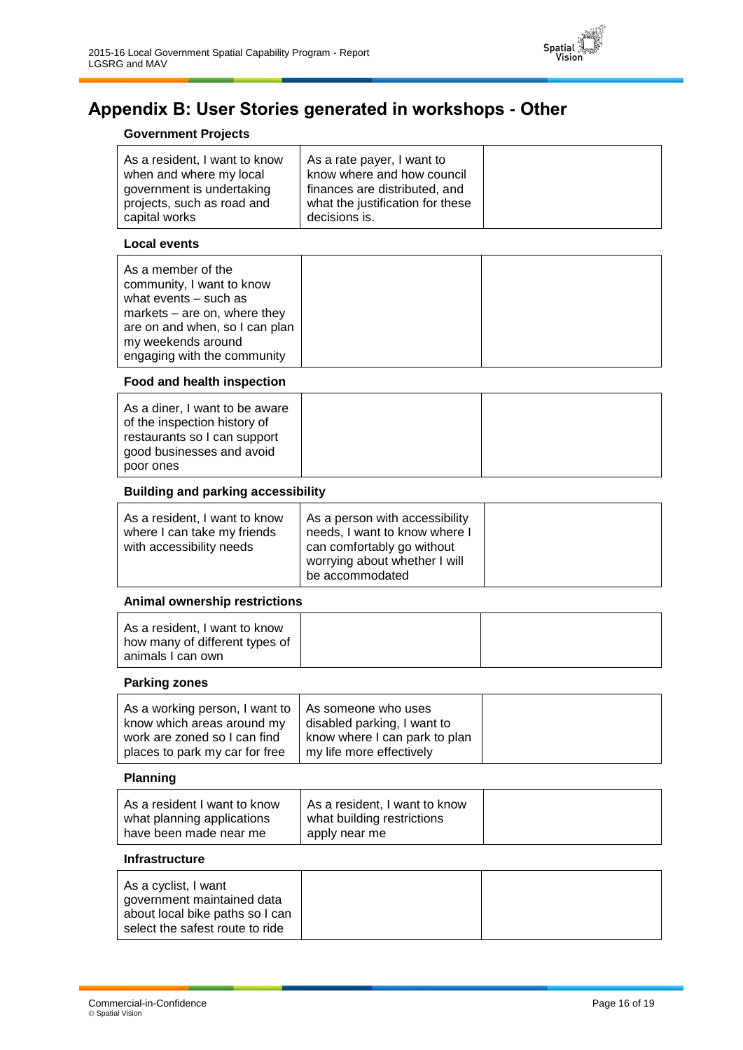## Appendix B: User Stories generated in workshops - Other

### Government Projects

| | | |
|---|---|---|
| As a resident, I want to know when and where my local government is undertaking projects, such as road and capital works | As a rate payer, I want to know where and how council finances are distributed, and what the justification for these decisions is. | |

### Local events

| | | |
|---|---|---|
| As a member of the community, I want to know what events – such as markets – are on, where they are on and when, so I can plan my weekends around engaging with the community | | |

### Food and health inspection

| | | |
|---|---|---|
| As a diner, I want to be aware of the inspection history of restaurants so I can support good businesses and avoid poor ones | | |

### Building and parking accessibility

| | | |
|---|---|---|
| As a resident, I want to know where I can take my friends with accessibility needs | As a person with accessibility needs, I want to know where I can comfortably go without worrying about whether I will be accommodated | |

### Animal ownership restrictions

| | | |
|---|---|---|
| As a resident, I want to know how many of different types of animals I can own | | |

### Parking zones

| | | |
|---|---|---|
| As a working person, I want to know which areas around my work are zoned so I can find places to park my car for free | As someone who uses disabled parking, I want to know where I can park to plan my life more effectively | |

### Planning

| | | |
|---|---|---|
| As a resident I want to know what planning applications have been made near me | As a resident, I want to know what building restrictions apply near me | |

### Infrastructure

| | | |
|---|---|---|
| As a cyclist, I want government maintained data about local bike paths so I can select the safest route to ride | | |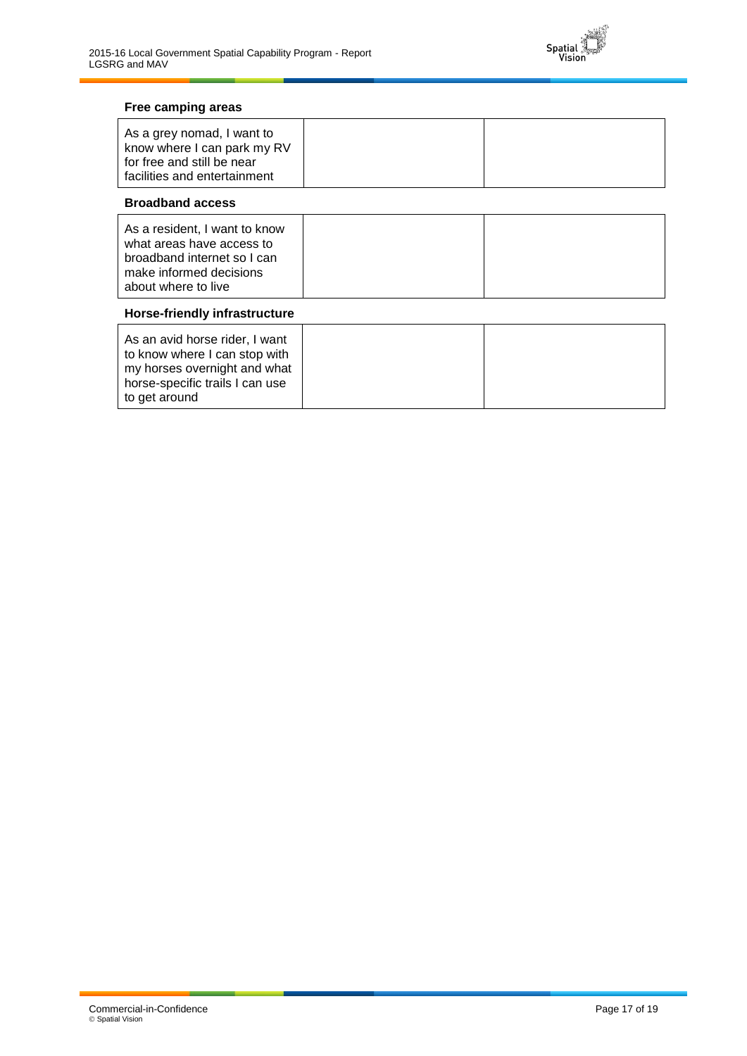#### Free camping areas

| As a grey nomad, I want to know where I can park my RV for free and still be near facilities and entertainment | | |
|---|---|---|

#### Broadband access

| As a resident, I want to know what areas have access to broadband internet so I can make informed decisions about where to live | | |
|---|---|---|

#### Horse-friendly infrastructure

| As an avid horse rider, I want to know where I can stop with my horses overnight and what horse-specific trails I can use to get around | | |
|---|---|---|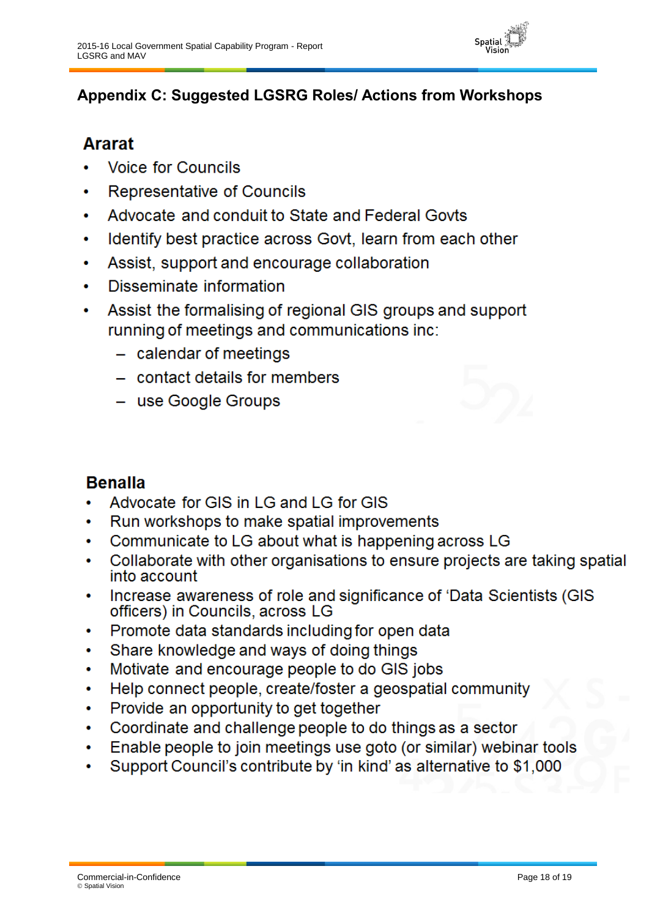## Appendix C: Suggested LGSRG Roles/ Actions from Workshops

### Ararat

- Voice for Councils
- Representative of Councils
- Advocate and conduit to State and Federal Govts
- Identify best practice across Govt, learn from each other
- Assist, support and encourage collaboration
- Disseminate information
- Assist the formalising of regional GIS groups and support running of meetings and communications inc:
  - calendar of meetings
  - contact details for members
  - use Google Groups

### Benalla

- Advocate for GIS in LG and LG for GIS
- Run workshops to make spatial improvements
- Communicate to LG about what is happening across LG
- Collaborate with other organisations to ensure projects are taking spatial into account
- Increase awareness of role and significance of 'Data Scientists (GIS officers) in Councils, across LG
- Promote data standards including for open data
- Share knowledge and ways of doing things
- Motivate and encourage people to do GIS jobs
- Help connect people, create/foster a geospatial community
- Provide an opportunity to get together
- Coordinate and challenge people to do things as a sector
- Enable people to join meetings use goto (or similar) webinar tools
- Support Council's contribute by 'in kind' as alternative to $1,000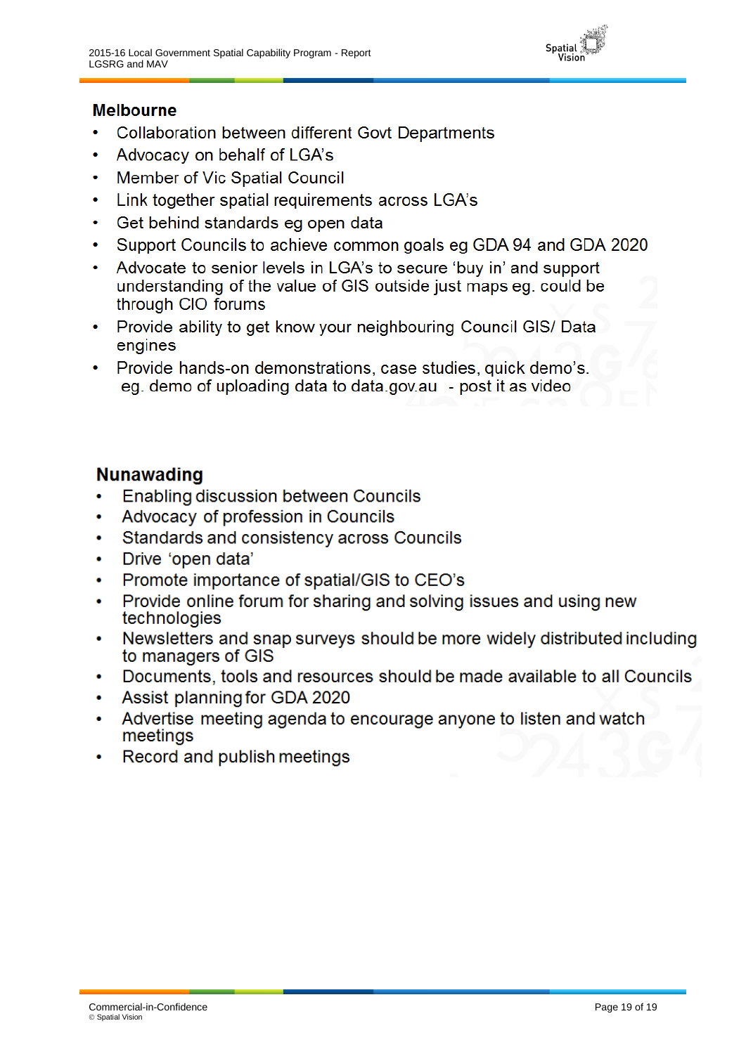## Melbourne

- Collaboration between different Govt Departments
- Advocacy on behalf of LGA's
- Member of Vic Spatial Council
- Link together spatial requirements across LGA's
- Get behind standards eg open data
- Support Councils to achieve common goals eg GDA 94 and GDA 2020
- Advocate to senior levels in LGA's to secure 'buy in' and support understanding of the value of GIS outside just maps eg. could be through CIO forums
- Provide ability to get know your neighbouring Council GIS/ Data engines
- Provide hands-on demonstrations, case studies, quick demo's. eg. demo of uploading data to data.gov.au - post it as video

## Nunawading

- Enabling discussion between Councils
- Advocacy of profession in Councils
- Standards and consistency across Councils
- Drive 'open data'
- Promote importance of spatial/GIS to CEO's
- Provide online forum for sharing and solving issues and using new technologies
- Newsletters and snap surveys should be more widely distributed including to managers of GIS
- Documents, tools and resources should be made available to all Councils
- Assist planning for GDA 2020
- Advertise meeting agenda to encourage anyone to listen and watch meetings
- Record and publish meetings